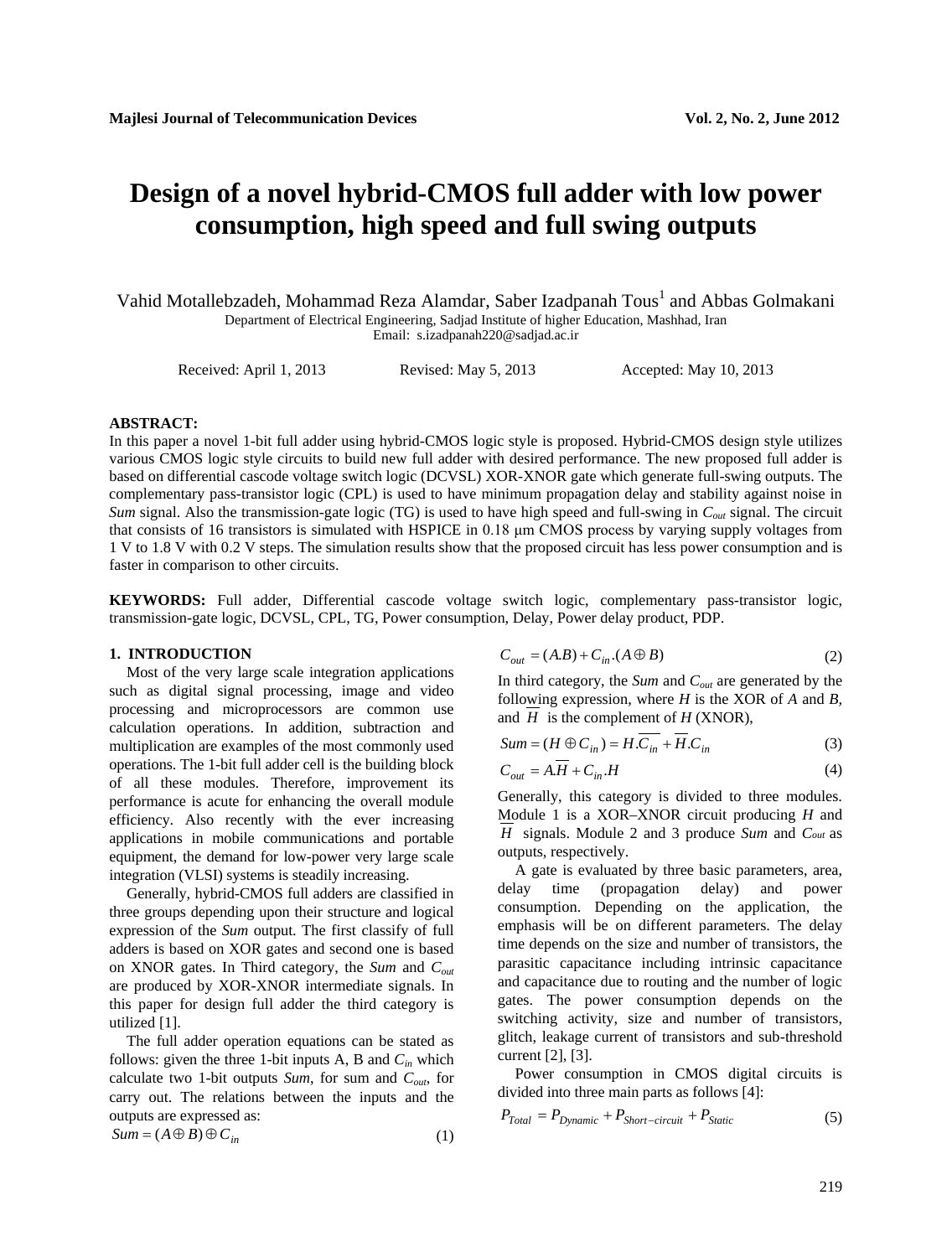# Design of a novel hybrid-CMOS full adder with low power consumption, high speed and full swing outputs

Vahid Motallebzadeh, Mohammad Reza Alamdar, Saber Izadpanah Tous[1] and Abbas Golmakani

Department of Electrical Engineering, Sadjad Institute of higher Education, Mashhad, Iran
Email: s.izadpanah220@sadjad.ac.ir

Received: April 1, 2013 Revised: May 5, 2013 Accepted: May 10, 2013

**ABSTRACT:**
In this paper a novel 1-bit full adder using hybrid-CMOS logic style is proposed. Hybrid-CMOS design style utilizes various CMOS logic style circuits to build new full adder with desired performance. The new proposed full adder is based on differential cascode voltage switch logic (DCVSL) XOR-XNOR gate which generate full-swing outputs. The complementary pass-transistor logic (CPL) is used to have minimum propagation delay and stability against noise in *Sum* signal. Also the transmission-gate logic (TG) is used to have high speed and full-swing in $C_{out}$ signal. The circuit that consists of 16 transistors is simulated with HSPICE in 0.18 μm CMOS process by varying supply voltages from 1 V to 1.8 V with 0.2 V steps. The simulation results show that the proposed circuit has less power consumption and is faster in comparison to other circuits.

**KEYWORDS:** Full adder, Differential cascode voltage switch logic, complementary pass-transistor logic, transmission-gate logic, DCVSL, CPL, TG, Power consumption, Delay, Power delay product, PDP.

## 1. INTRODUCTION

Most of the very large scale integration applications such as digital signal processing, image and video processing and microprocessors are common use calculation operations. In addition, subtraction and multiplication are examples of the most commonly used operations. The 1-bit full adder cell is the building block of all these modules. Therefore, improvement its performance is acute for enhancing the overall module efficiency. Also recently with the ever increasing applications in mobile communications and portable equipment, the demand for low-power very large scale integration (VLSI) systems is steadily increasing.

Generally, hybrid-CMOS full adders are classified in three groups depending upon their structure and logical expression of the *Sum* output. The first classify of full adders is based on XOR gates and second one is based on XNOR gates. In Third category, the *Sum* and $C_{out}$ are produced by XOR-XNOR intermediate signals. In this paper for design full adder the third category is utilized [1].

The full adder operation equations can be stated as follows: given the three 1-bit inputs A, B and $C_{in}$ which calculate two 1-bit outputs *Sum*, for sum and $C_{out}$, for carry out. The relations between the inputs and the outputs are expressed as:

$$Sum = (A \oplus B) \oplus C_{in} \tag{1}$$

$$C_{out} = (A.B) + C_{in}.(A \oplus B) \tag{2}$$

In third category, the *Sum* and $C_{out}$ are generated by the following expression, where $H$ is the XOR of $A$ and $B$, and $\overline{H}$ is the complement of $H$ (XNOR),

$$Sum = (H \oplus C_{in}) = H.\overline{C_{in}} + \overline{H}.C_{in} \tag{3}$$

$$C_{out} = A.\overline{H} + C_{in}.H \tag{4}$$

Generally, this category is divided to three modules. Module 1 is a XOR–XNOR circuit producing $H$ and $\overline{H}$ signals. Module 2 and 3 produce *Sum* and $C_{out}$ as outputs, respectively.

A gate is evaluated by three basic parameters, area, delay time (propagation delay) and power consumption. Depending on the application, the emphasis will be on different parameters. The delay time depends on the size and number of transistors, the parasitic capacitance including intrinsic capacitance and capacitance due to routing and the number of logic gates. The power consumption depends on the switching activity, size and number of transistors, glitch, leakage current of transistors and sub-threshold current [2], [3].

Power consumption in CMOS digital circuits is divided into three main parts as follows [4]:

$$P_{Total} = P_{Dynamic} + P_{Short-circuit} + P_{Static} \tag{5}$$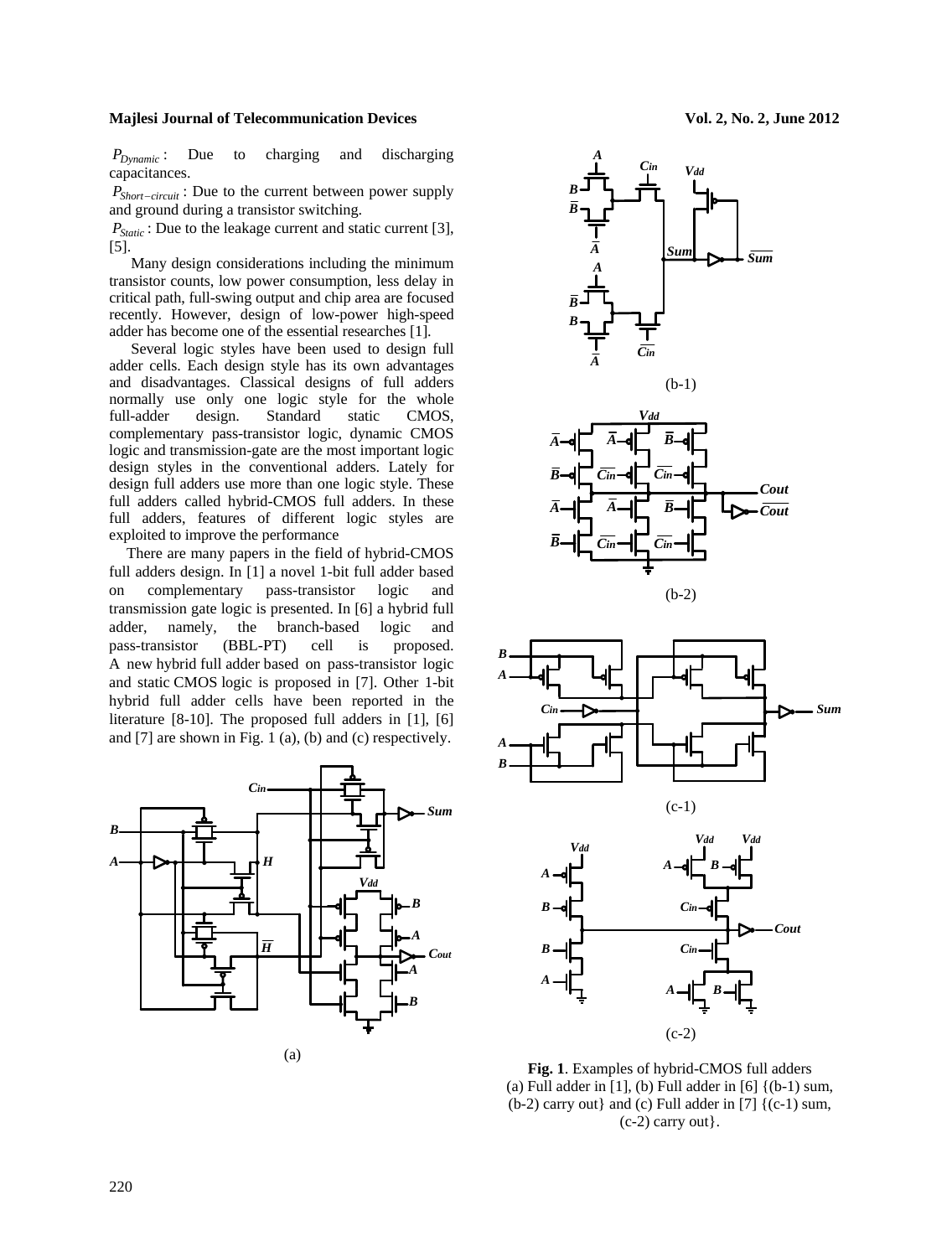$P_{Dynamic}$: Due to charging and discharging capacitances.

$P_{Short-circuit}$: Due to the current between power supply and ground during a transistor switching.

$P_{Static}$: Due to the leakage current and static current [3], [5].

Many design considerations including the minimum transistor counts, low power consumption, less delay in critical path, full-swing output and chip area are focused recently. However, design of low-power high-speed adder has become one of the essential researches [1].

Several logic styles have been used to design full adder cells. Each design style has its own advantages and disadvantages. Classical designs of full adders normally use only one logic style for the whole full-adder design. Standard static CMOS, complementary pass-transistor logic, dynamic CMOS logic and transmission-gate are the most important logic design styles in the conventional adders. Lately for design full adders use more than one logic style. These full adders called hybrid-CMOS full adders. In these full adders, features of different logic styles are exploited to improve the performance

There are many papers in the field of hybrid-CMOS full adders design. In [1] a novel 1-bit full adder based on complementary pass-transistor logic and transmission gate logic is presented. In [6] a hybrid full adder, namely, the branch-based logic and pass-transistor (BBL-PT) cell is proposed. A new hybrid full adder based on pass-transistor logic and static CMOS logic is proposed in [7]. Other 1-bit hybrid full adder cells have been reported in the literature [8-10]. The proposed full adders in [1], [6] and [7] are shown in Fig. 1 (a), (b) and (c) respectively.

(a)

(b-1)

(b-2)

(c-1)

(c-2)

**Fig. 1**. Examples of hybrid-CMOS full adders (a) Full adder in [1], (b) Full adder in [6] {(b-1) sum, (b-2) carry out} and (c) Full adder in [7] {(c-1) sum, (c-2) carry out}.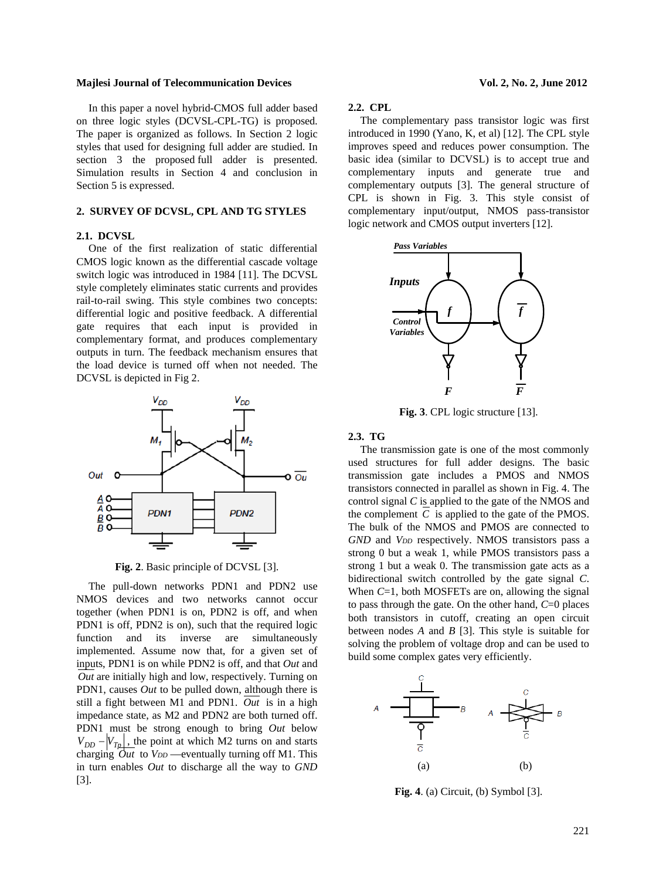In this paper a novel hybrid-CMOS full adder based on three logic styles (DCVSL-CPL-TG) is proposed. The paper is organized as follows. In Section 2 logic styles that used for designing full adder are studied. In section 3 the proposed full adder is presented. Simulation results in Section 4 and conclusion in Section 5 is expressed.

## 2. SURVEY OF DCVSL, CPL AND TG STYLES

### 2.1. DCVSL

One of the first realization of static differential CMOS logic known as the differential cascade voltage switch logic was introduced in 1984 [11]. The DCVSL style completely eliminates static currents and provides rail-to-rail swing. This style combines two concepts: differential logic and positive feedback. A differential gate requires that each input is provided in complementary format, and produces complementary outputs in turn. The feedback mechanism ensures that the load device is turned off when not needed. The DCVSL is depicted in Fig 2.

**Fig. 2**. Basic principle of DCVSL [3].

The pull-down networks PDN1 and PDN2 use NMOS devices and two networks cannot occur together (when PDN1 is on, PDN2 is off, and when PDN1 is off, PDN2 is on), such that the required logic function and its inverse are simultaneously implemented. Assume now that, for a given set of inputs, PDN1 is on while PDN2 is off, and that *Out* and $\overline{Out}$ are initially high and low, respectively. Turning on PDN1, causes *Out* to be pulled down, although there is still a fight between M1 and PDN1. $\overline{Out}$ is in a high impedance state, as M2 and PDN2 are both turned off. PDN1 must be strong enough to bring *Out* below $V_{DD} - |V_{Tp}|$, the point at which M2 turns on and starts charging $\overline{Out}$ to $V_{DD}$ —eventually turning off M1. This in turn enables *Out* to discharge all the way to *GND* [3].

### 2.2. CPL

The complementary pass transistor logic was first introduced in 1990 (Yano, K, et al) [12]. The CPL style improves speed and reduces power consumption. The basic idea (similar to DCVSL) is to accept true and complementary inputs and generate true and complementary outputs [3]. The general structure of CPL is shown in Fig. 3. This style consist of complementary input/output, NMOS pass-transistor logic network and CMOS output inverters [12].

**Fig. 3**. CPL logic structure [13].

### 2.3. TG

The transmission gate is one of the most commonly used structures for full adder designs. The basic transmission gate includes a PMOS and NMOS transistors connected in parallel as shown in Fig. 4. The control signal *C* is applied to the gate of the NMOS and the complement $\overline{C}$ is applied to the gate of the PMOS. The bulk of the NMOS and PMOS are connected to *GND* and $V_{DD}$ respectively. NMOS transistors pass a strong 0 but a weak 1, while PMOS transistors pass a strong 1 but a weak 0. The transmission gate acts as a bidirectional switch controlled by the gate signal *C*. When *C*=1, both MOSFETs are on, allowing the signal to pass through the gate. On the other hand, *C*=0 places both transistors in cutoff, creating an open circuit between nodes *A* and *B* [3]. This style is suitable for solving the problem of voltage drop and can be used to build some complex gates very efficiently.

**Fig. 4**. (a) Circuit, (b) Symbol [3].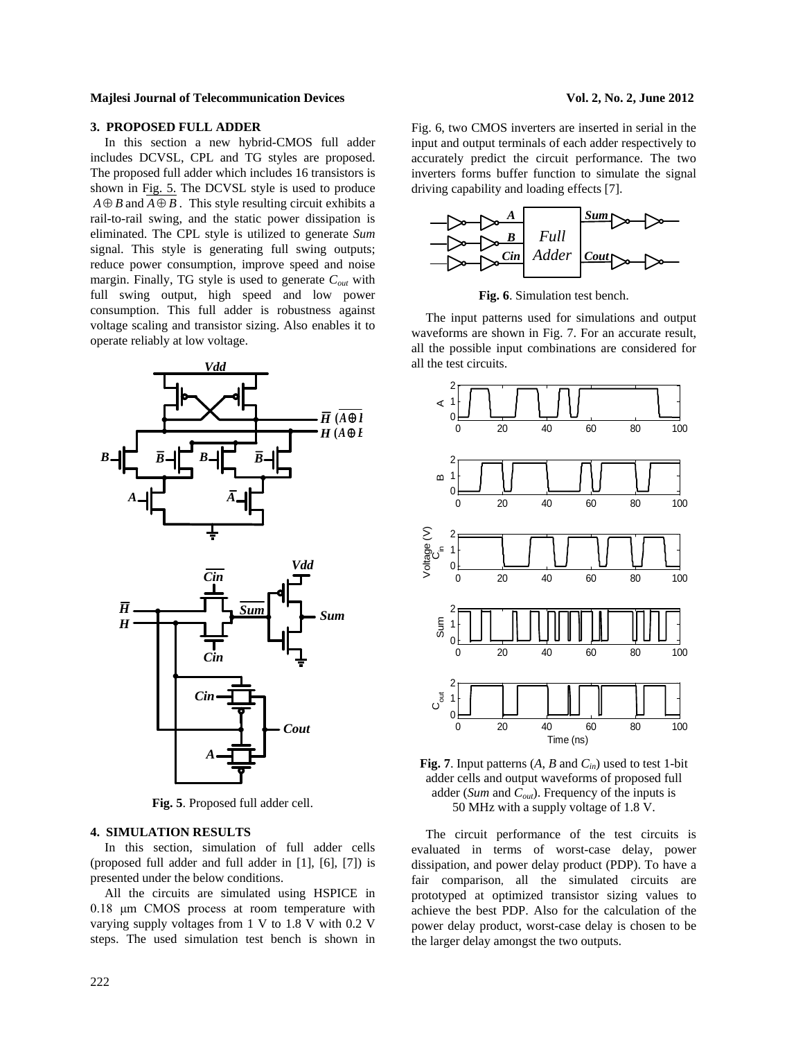## 3. PROPOSED FULL ADDER

In this section a new hybrid-CMOS full adder includes DCVSL, CPL and TG styles are proposed. The proposed full adder which includes 16 transistors is shown in Fig. 5. The DCVSL style is used to produce $A \oplus B$ and $\overline{A \oplus B}$. This style resulting circuit exhibits a rail-to-rail swing, and the static power dissipation is eliminated. The CPL style is utilized to generate *Sum* signal. This style is generating full swing outputs; reduce power consumption, improve speed and noise margin. Finally, TG style is used to generate $C_{out}$ with full swing output, high speed and low power consumption. This full adder is robustness against voltage scaling and transistor sizing. Also enables it to operate reliably at low voltage.

**Fig. 5**. Proposed full adder cell.

## 4. SIMULATION RESULTS

In this section, simulation of full adder cells (proposed full adder and full adder in [1], [6], [7]) is presented under the below conditions.

All the circuits are simulated using HSPICE in 0.18 μm CMOS process at room temperature with varying supply voltages from 1 V to 1.8 V with 0.2 V steps. The used simulation test bench is shown in Fig. 6, two CMOS inverters are inserted in serial in the input and output terminals of each adder respectively to accurately predict the circuit performance. The two inverters forms buffer function to simulate the signal driving capability and loading effects [7].

**Fig. 6**. Simulation test bench.

The input patterns used for simulations and output waveforms are shown in Fig. 7. For an accurate result, all the possible input combinations are considered for all the test circuits.

**Fig. 7**. Input patterns (*A*, *B* and $C_{in}$) used to test 1-bit adder cells and output waveforms of proposed full adder (*Sum* and $C_{out}$). Frequency of the inputs is 50 MHz with a supply voltage of 1.8 V.

The circuit performance of the test circuits is evaluated in terms of worst-case delay, power dissipation, and power delay product (PDP). To have a fair comparison, all the simulated circuits are prototyped at optimized transistor sizing values to achieve the best PDP. Also for the calculation of the power delay product, worst-case delay is chosen to be the larger delay amongst the two outputs.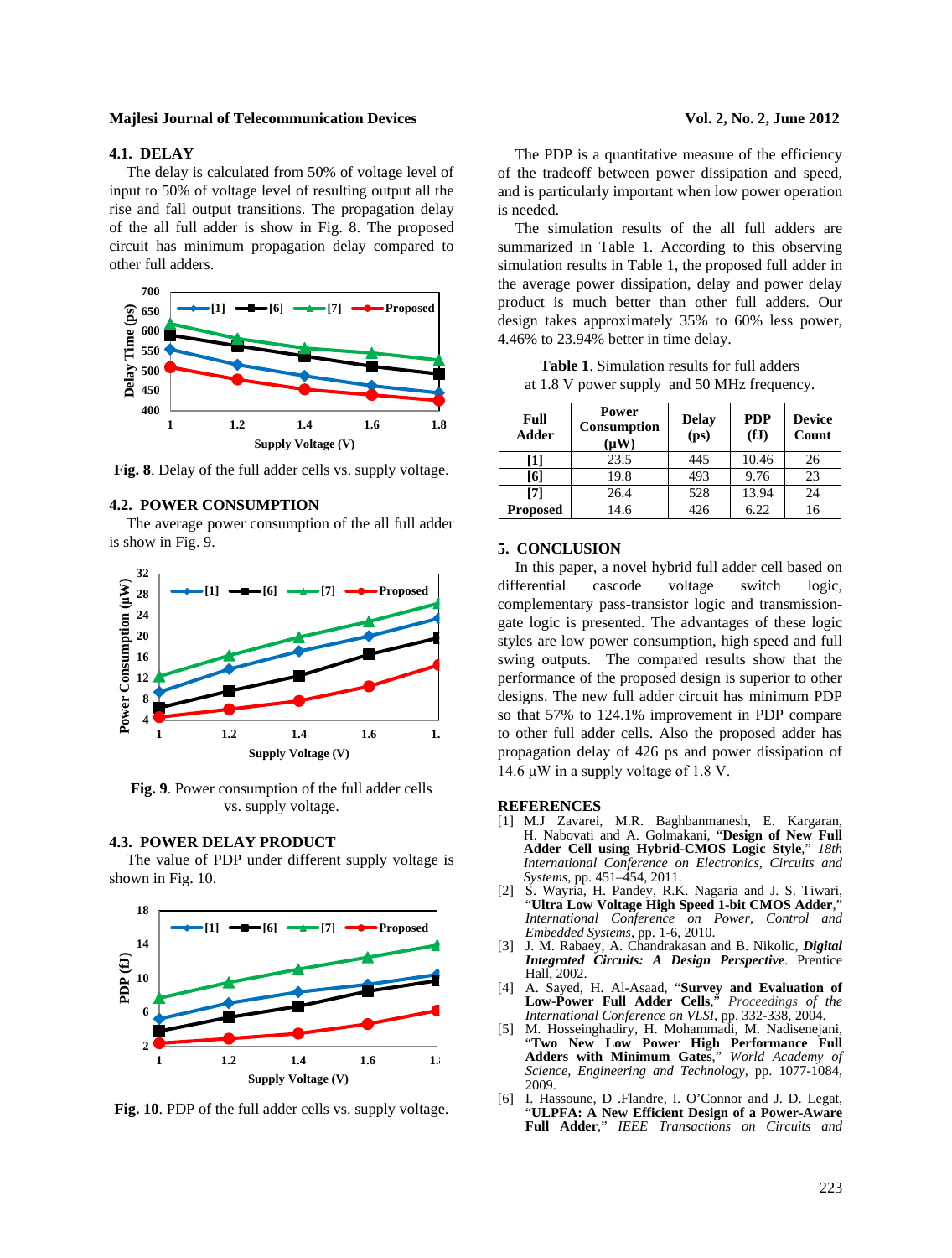### 4.1. DELAY

The delay is calculated from 50% of voltage level of input up to 50% of voltage level of resulting output all the rise and fall output transitions. The propagation delay of the all full adder is show in Fig. 8. The proposed circuit has minimum propagation delay compared to other full adders.

**Fig. 8**. Delay of the full adder cells vs. supply voltage.

### 4.2. POWER CONSUMPTION

The average power consumption of the all full adder is show in Fig. 9.

**Fig. 9**. Power consumption of the full adder cells vs. supply voltage.

### 4.3. POWER DELAY PRODUCT

The value of PDP under different supply voltage is shown in Fig. 10.

**Fig. 10**. PDP of the full adder cells vs. supply voltage.

The PDP is a quantitative measure of the efficiency of the tradeoff between power dissipation and speed, and is particularly important when low power operation is needed.

The simulation results of the all full adders are summarized in Table 1. According to this observing simulation results in Table 1, the proposed full adder in the average power dissipation, delay and power delay product is much better than other full adders. Our design takes approximately 35% to 60% less power, 4.46% to 23.94% better in time delay.

**Table 1**. Simulation results for full adders at 1.8 V power supply and 50 MHz frequency.

| Full Adder | Power Consumption (μW) | Delay (ps) | PDP (fJ) | Device Count |
|---|---|---|---|---|
| [1] | 23.5 | 445 | 10.46 | 26 |
| [6] | 19.8 | 493 | 9.76 | 23 |
| [7] | 26.4 | 528 | 13.94 | 24 |
| Proposed | 14.6 | 426 | 6.22 | 16 |

## 5. CONCLUSION

In this paper, a novel hybrid full adder cell based on differential cascode voltage switch logic, complementary pass-transistor logic and transmission-gate logic is presented. The advantages of these logic styles are low power consumption, high speed and full swing outputs. The compared results show that the performance of the proposed design is superior to other designs. The new full adder circuit has minimum PDP so that 57% to 124.1% improvement in PDP compare to other full adder cells. Also the proposed adder has propagation delay of 426 ps and power dissipation of 14.6 μW in a supply voltage of 1.8 V.

## REFERENCES

[1] M.J Zavarei, M.R. Baghbanmanesh, E. Kargaran, H. Nabovati and A. Golmakani, "**Design of New Full Adder Cell using Hybrid-CMOS Logic Style**," *18th International Conference on Electronics, Circuits and Systems*, pp. 451–454, 2011.

[2] S. Wayria, H. Pandey, R.K. Nagaria and J. S. Tiwari, "**Ultra Low Voltage High Speed 1-bit CMOS Adder**," *International Conference on Power, Control and Embedded Systems*, pp. 1-6, 2010.

[3] J. M. Rabaey, A. Chandrakasan and B. Nikolic, ***Digital Integrated Circuits: A Design Perspective***. Prentice Hall, 2002.

[4] A. Sayed, H. Al-Asaad, "**Survey and Evaluation of Low-Power Full Adder Cells**," *Proceedings of the International Conference on VLSI*, pp. 332-338, 2004.

[5] M. Hosseinghadiry, H. Mohammadi, M. Nadisenejani, "**Two New Low Power High Performance Full Adders with Minimum Gates**," *World Academy of Science, Engineering and Technology*, pp. 1077-1084, 2009.

[6] I. Hassoune, D .Flandre, I. O'Connor and J. D. Legat, "**ULPFA: A New Efficient Design of a Power-Aware Full Adder**," *IEEE Transactions on Circuits and*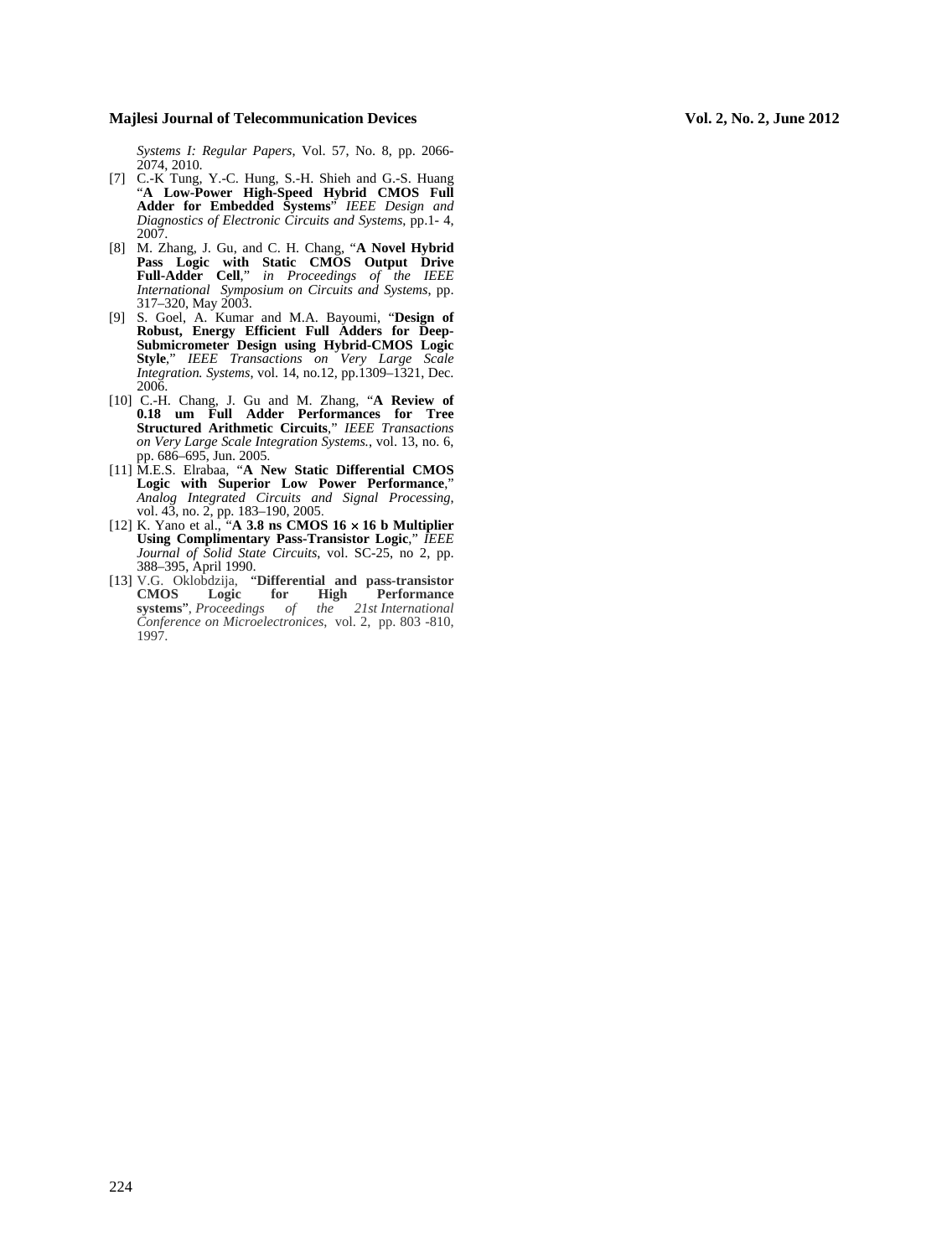*Systems I: Regular Papers*, Vol. 57, No. 8, pp. 2066-2074, 2010.

[7] C.-K Tung, Y.-C. Hung, S.-H. Shieh and G.-S. Huang "**A Low-Power High-Speed Hybrid CMOS Full Adder for Embedded Systems**" *IEEE Design and Diagnostics of Electronic Circuits and Systems*, pp.1- 4, 2007.

[8] M. Zhang, J. Gu, and C. H. Chang, "**A Novel Hybrid Pass Logic with Static CMOS Output Drive Full-Adder Cell**," *in Proceedings of the IEEE International Symposium on Circuits and Systems*, pp. 317–320, May 2003.

[9] S. Goel, A. Kumar and M.A. Bayoumi, "**Design of Robust, Energy Efficient Full Adders for Deep-Submicrometer Design using Hybrid-CMOS Logic Style**," *IEEE Transactions on Very Large Scale Integration. Systems*, vol. 14, no.12, pp.1309–1321, Dec. 2006.

[10] C.-H. Chang, J. Gu and M. Zhang, "**A Review of 0.18 um Full Adder Performances for Tree Structured Arithmetic Circuits**," *IEEE Transactions on Very Large Scale Integration Systems.*, vol. 13, no. 6, pp. 686–695, Jun. 2005.

[11] M.E.S. Elrabaa, "**A New Static Differential CMOS Logic with Superior Low Power Performance**," *Analog Integrated Circuits and Signal Processing*, vol. 43, no. 2, pp. 183–190, 2005.

[12] K. Yano et al., "**A 3.8 ns CMOS 16 × 16 b Multiplier Using Complimentary Pass-Transistor Logic**," *IEEE Journal of Solid State Circuits*, vol. SC-25, no 2, pp. 388–395, April 1990.

[13] V.G. Oklobdzija, "**Differential and pass-transistor CMOS Logic for High Performance systems**", *Proceedings of the 21st International Conference on Microelectronices*, vol. 2, pp. 803 -810, 1997.